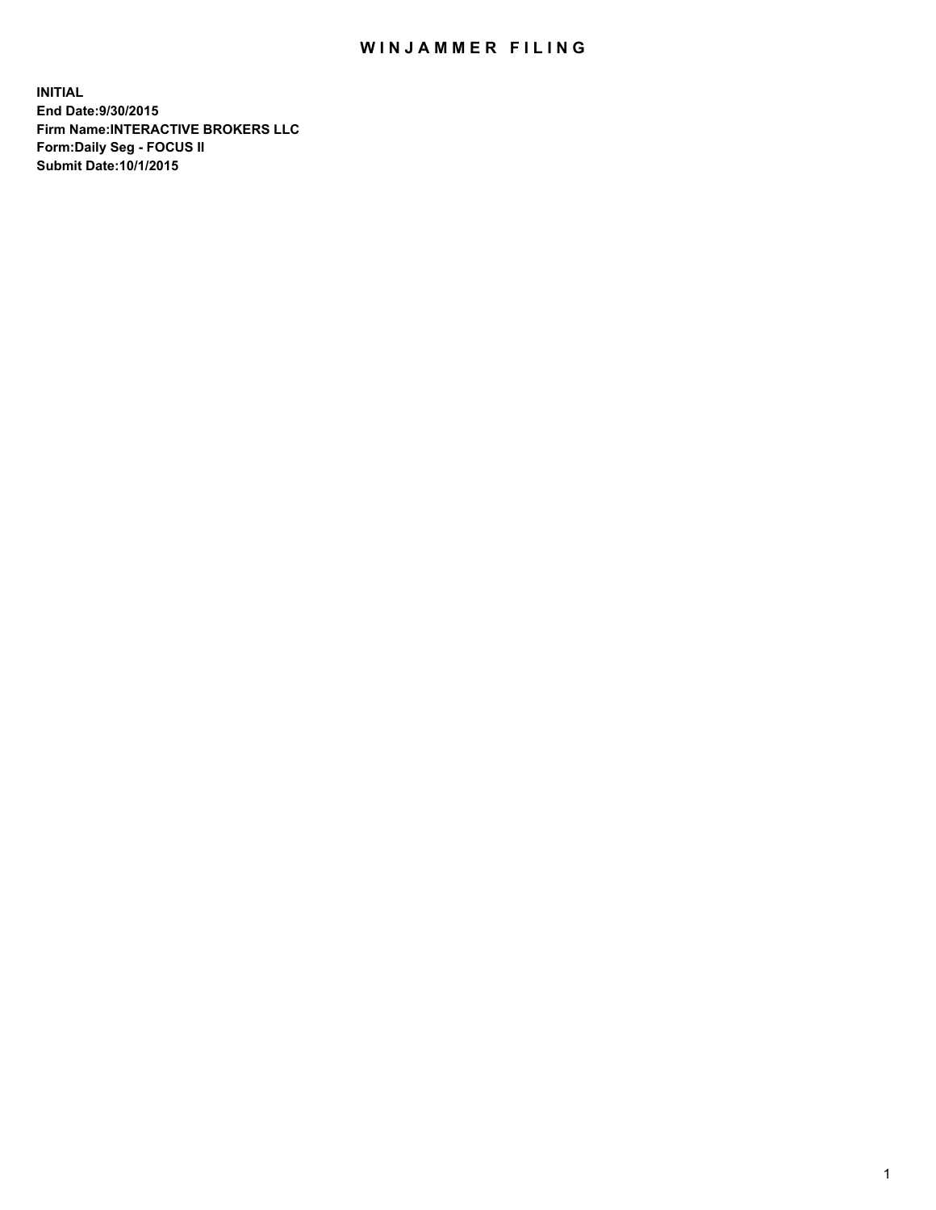# WINJAMMER FILING

**INITIAL**
**End Date:9/30/2015**
**Firm Name:INTERACTIVE BROKERS LLC**
**Form:Daily Seg - FOCUS II**
**Submit Date:10/1/2015**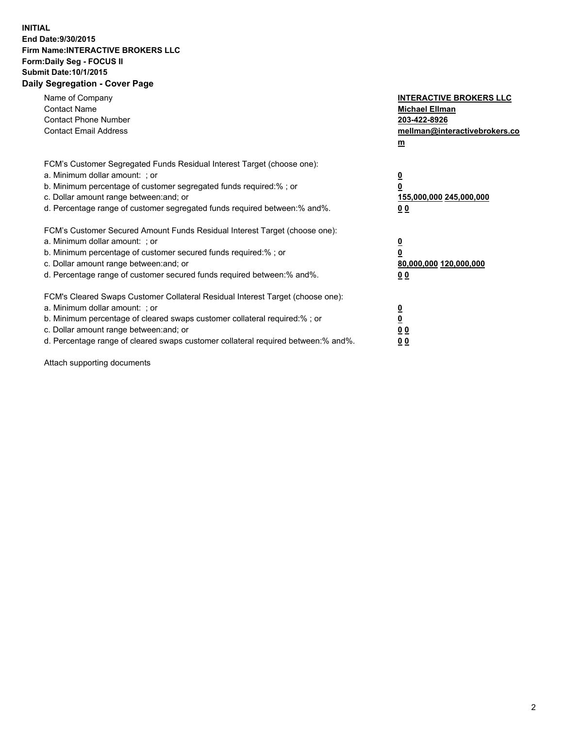**INITIAL**
**End Date:9/30/2015**
**Firm Name:INTERACTIVE BROKERS LLC**
**Form:Daily Seg - FOCUS II**
**Submit Date:10/1/2015**

## Daily Segregation - Cover Page

| | |
|---|---|
| Name of Company | **INTERACTIVE BROKERS LLC** |
| Contact Name | **Michael Ellman** |
| Contact Phone Number | **203-422-8926** |
| Contact Email Address | **mellman@interactivebrokers.com** |

FCM's Customer Segregated Funds Residual Interest Target (choose one):

| | |
|---|---|
| a. Minimum dollar amount: ; or | **0** |
| b. Minimum percentage of customer segregated funds required:% ; or | **0** |
| c. Dollar amount range between:and; or | **155,000,000 245,000,000** |
| d. Percentage range of customer segregated funds required between:% and%. | **0 0** |

FCM's Customer Secured Amount Funds Residual Interest Target (choose one):

| | |
|---|---|
| a. Minimum dollar amount: ; or | **0** |
| b. Minimum percentage of customer secured funds required:% ; or | **0** |
| c. Dollar amount range between:and; or | **80,000,000 120,000,000** |
| d. Percentage range of customer secured funds required between:% and%. | **0 0** |

FCM's Cleared Swaps Customer Collateral Residual Interest Target (choose one):

| | |
|---|---|
| a. Minimum dollar amount: ; or | **0** |
| b. Minimum percentage of cleared swaps customer collateral required:% ; or | **0** |
| c. Dollar amount range between:and; or | **0 0** |
| d. Percentage range of cleared swaps customer collateral required between:% and%. | **0 0** |

Attach supporting documents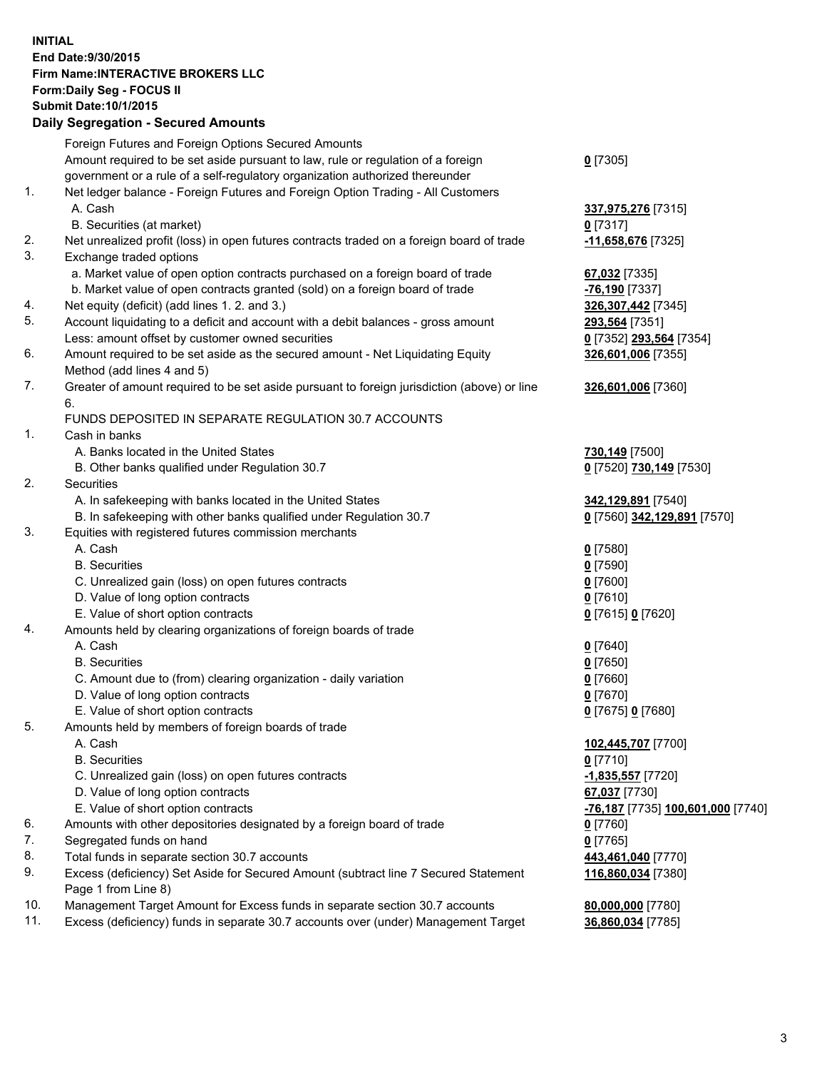**INITIAL**
**End Date:9/30/2015**
**Firm Name:INTERACTIVE BROKERS LLC**
**Form:Daily Seg - FOCUS II**
**Submit Date:10/1/2015**

**Daily Segregation - Secured Amounts**

| | | |
|---|---|---|
| | Foreign Futures and Foreign Options Secured Amounts | |
| | Amount required to be set aside pursuant to law, rule or regulation of a foreign government or a rule of a self-regulatory organization authorized thereunder | 0 [7305] |
| 1. | Net ledger balance - Foreign Futures and Foreign Option Trading - All Customers | |
| | A. Cash | 337,975,276 [7315] |
| | B. Securities (at market) | 0 [7317] |
| 2. | Net unrealized profit (loss) in open futures contracts traded on a foreign board of trade | -11,658,676 [7325] |
| 3. | Exchange traded options | |
| | a. Market value of open option contracts purchased on a foreign board of trade | 67,032 [7335] |
| | b. Market value of open contracts granted (sold) on a foreign board of trade | -76,190 [7337] |
| 4. | Net equity (deficit) (add lines 1. 2. and 3.) | 326,307,442 [7345] |
| 5. | Account liquidating to a deficit and account with a debit balances - gross amount | 293,564 [7351] |
| | Less: amount offset by customer owned securities | 0 [7352] 293,564 [7354] |
| 6. | Amount required to be set aside as the secured amount - Net Liquidating Equity Method (add lines 4 and 5) | 326,601,006 [7355] |
| 7. | Greater of amount required to be set aside pursuant to foreign jurisdiction (above) or line 6. | 326,601,006 [7360] |
| | FUNDS DEPOSITED IN SEPARATE REGULATION 30.7 ACCOUNTS | |
| 1. | Cash in banks | |
| | A. Banks located in the United States | 730,149 [7500] |
| | B. Other banks qualified under Regulation 30.7 | 0 [7520] 730,149 [7530] |
| 2. | Securities | |
| | A. In safekeeping with banks located in the United States | 342,129,891 [7540] |
| | B. In safekeeping with other banks qualified under Regulation 30.7 | 0 [7560] 342,129,891 [7570] |
| 3. | Equities with registered futures commission merchants | |
| | A. Cash | 0 [7580] |
| | B. Securities | 0 [7590] |
| | C. Unrealized gain (loss) on open futures contracts | 0 [7600] |
| | D. Value of long option contracts | 0 [7610] |
| | E. Value of short option contracts | 0 [7615] 0 [7620] |
| 4. | Amounts held by clearing organizations of foreign boards of trade | |
| | A. Cash | 0 [7640] |
| | B. Securities | 0 [7650] |
| | C. Amount due to (from) clearing organization - daily variation | 0 [7660] |
| | D. Value of long option contracts | 0 [7670] |
| | E. Value of short option contracts | 0 [7675] 0 [7680] |
| 5. | Amounts held by members of foreign boards of trade | |
| | A. Cash | 102,445,707 [7700] |
| | B. Securities | 0 [7710] |
| | C. Unrealized gain (loss) on open futures contracts | -1,835,557 [7720] |
| | D. Value of long option contracts | 67,037 [7730] |
| | E. Value of short option contracts | -76,187 [7735] 100,601,000 [7740] |
| 6. | Amounts with other depositories designated by a foreign board of trade | 0 [7760] |
| 7. | Segregated funds on hand | 0 [7765] |
| 8. | Total funds in separate section 30.7 accounts | 443,461,040 [7770] |
| 9. | Excess (deficiency) Set Aside for Secured Amount (subtract line 7 Secured Statement Page 1 from Line 8) | 116,860,034 [7380] |
| 10. | Management Target Amount for Excess funds in separate section 30.7 accounts | 80,000,000 [7780] |
| 11. | Excess (deficiency) funds in separate 30.7 accounts over (under) Management Target | 36,860,034 [7785] |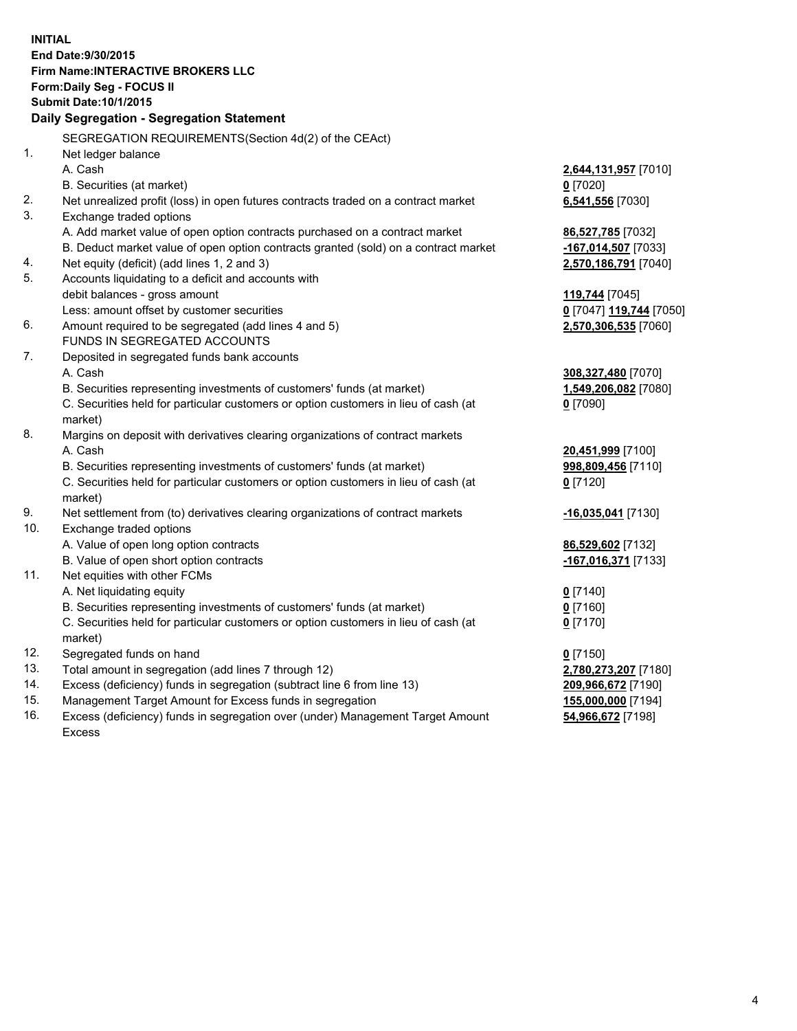**INITIAL**
**End Date:9/30/2015**
**Firm Name:INTERACTIVE BROKERS LLC**
**Form:Daily Seg - FOCUS II**
**Submit Date:10/1/2015**

## Daily Segregation - Segregation Statement

SEGREGATION REQUIREMENTS(Section 4d(2) of the CEAct)

| | | |
|---|---|---|
| 1. | Net ledger balance | |
| | A. Cash | **2,644,131,957** [7010] |
| | B. Securities (at market) | **0** [7020] |
| 2. | Net unrealized profit (loss) in open futures contracts traded on a contract market | **6,541,556** [7030] |
| 3. | Exchange traded options | |
| | A. Add market value of open option contracts purchased on a contract market | **86,527,785** [7032] |
| | B. Deduct market value of open option contracts granted (sold) on a contract market | **-167,014,507** [7033] |
| 4. | Net equity (deficit) (add lines 1, 2 and 3) | **2,570,186,791** [7040] |
| 5. | Accounts liquidating to a deficit and accounts with debit balances - gross amount | **119,744** [7045] |
| | Less: amount offset by customer securities | **0** [7047] **119,744** [7050] |
| 6. | Amount required to be segregated (add lines 4 and 5) | **2,570,306,535** [7060] |
| | FUNDS IN SEGREGATED ACCOUNTS | |
| 7. | Deposited in segregated funds bank accounts | |
| | A. Cash | **308,327,480** [7070] |
| | B. Securities representing investments of customers' funds (at market) | **1,549,206,082** [7080] |
| | C. Securities held for particular customers or option customers in lieu of cash (at market) | **0** [7090] |
| 8. | Margins on deposit with derivatives clearing organizations of contract markets | |
| | A. Cash | **20,451,999** [7100] |
| | B. Securities representing investments of customers' funds (at market) | **998,809,456** [7110] |
| | C. Securities held for particular customers or option customers in lieu of cash (at market) | **0** [7120] |
| 9. | Net settlement from (to) derivatives clearing organizations of contract markets | **-16,035,041** [7130] |
| 10. | Exchange traded options | |
| | A. Value of open long option contracts | **86,529,602** [7132] |
| | B. Value of open short option contracts | **-167,016,371** [7133] |
| 11. | Net equities with other FCMs | |
| | A. Net liquidating equity | **0** [7140] |
| | B. Securities representing investments of customers' funds (at market) | **0** [7160] |
| | C. Securities held for particular customers or option customers in lieu of cash (at market) | **0** [7170] |
| 12. | Segregated funds on hand | **0** [7150] |
| 13. | Total amount in segregation (add lines 7 through 12) | **2,780,273,207** [7180] |
| 14. | Excess (deficiency) funds in segregation (subtract line 6 from line 13) | **209,966,672** [7190] |
| 15. | Management Target Amount for Excess funds in segregation | **155,000,000** [7194] |
| 16. | Excess (deficiency) funds in segregation over (under) Management Target Amount Excess | **54,966,672** [7198] |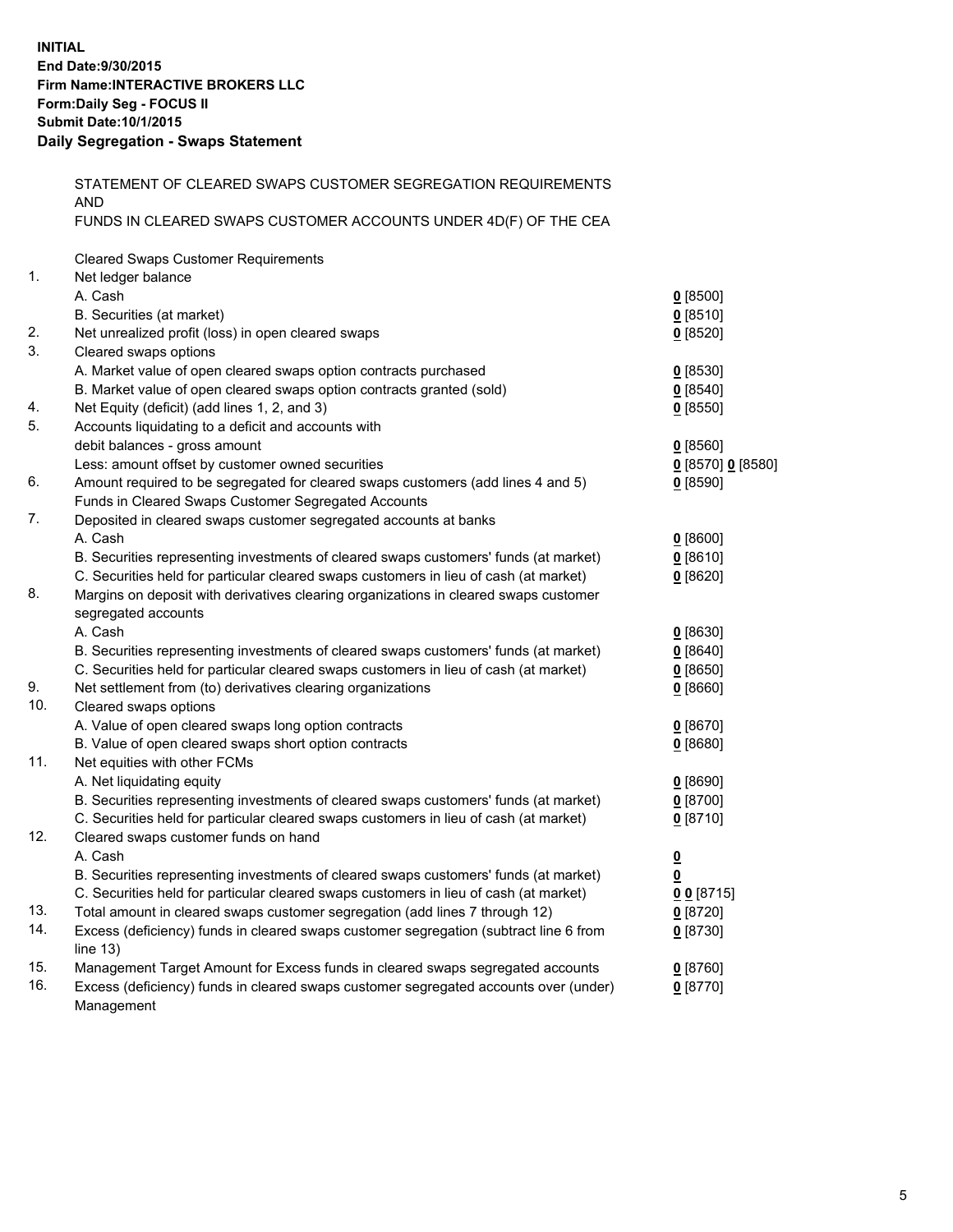**INITIAL**
**End Date:9/30/2015**
**Firm Name:INTERACTIVE BROKERS LLC**
**Form:Daily Seg - FOCUS II**
**Submit Date:10/1/2015**
**Daily Segregation - Swaps Statement**

STATEMENT OF CLEARED SWAPS CUSTOMER SEGREGATION REQUIREMENTS
AND
FUNDS IN CLEARED SWAPS CUSTOMER ACCOUNTS UNDER 4D(F) OF THE CEA

| | | |
|---|---|---|
| | Cleared Swaps Customer Requirements | |
| 1. | Net ledger balance | |
| | A. Cash | 0 [8500] |
| | B. Securities (at market) | 0 [8510] |
| 2. | Net unrealized profit (loss) in open cleared swaps | 0 [8520] |
| 3. | Cleared swaps options | |
| | A. Market value of open cleared swaps option contracts purchased | 0 [8530] |
| | B. Market value of open cleared swaps option contracts granted (sold) | 0 [8540] |
| 4. | Net Equity (deficit) (add lines 1, 2, and 3) | 0 [8550] |
| 5. | Accounts liquidating to a deficit and accounts with | |
| | debit balances - gross amount | 0 [8560] |
| | Less: amount offset by customer owned securities | 0 [8570] 0 [8580] |
| 6. | Amount required to be segregated for cleared swaps customers (add lines 4 and 5) | 0 [8590] |
| | Funds in Cleared Swaps Customer Segregated Accounts | |
| 7. | Deposited in cleared swaps customer segregated accounts at banks | |
| | A. Cash | 0 [8600] |
| | B. Securities representing investments of cleared swaps customers' funds (at market) | 0 [8610] |
| | C. Securities held for particular cleared swaps customers in lieu of cash (at market) | 0 [8620] |
| 8. | Margins on deposit with derivatives clearing organizations in cleared swaps customer segregated accounts | |
| | A. Cash | 0 [8630] |
| | B. Securities representing investments of cleared swaps customers' funds (at market) | 0 [8640] |
| | C. Securities held for particular cleared swaps customers in lieu of cash (at market) | 0 [8650] |
| 9. | Net settlement from (to) derivatives clearing organizations | 0 [8660] |
| 10. | Cleared swaps options | |
| | A. Value of open cleared swaps long option contracts | 0 [8670] |
| | B. Value of open cleared swaps short option contracts | 0 [8680] |
| 11. | Net equities with other FCMs | |
| | A. Net liquidating equity | 0 [8690] |
| | B. Securities representing investments of cleared swaps customers' funds (at market) | 0 [8700] |
| | C. Securities held for particular cleared swaps customers in lieu of cash (at market) | 0 [8710] |
| 12. | Cleared swaps customer funds on hand | |
| | A. Cash | 0 |
| | B. Securities representing investments of cleared swaps customers' funds (at market) | 0 |
| | C. Securities held for particular cleared swaps customers in lieu of cash (at market) | 0 0 [8715] |
| 13. | Total amount in cleared swaps customer segregation (add lines 7 through 12) | 0 [8720] |
| 14. | Excess (deficiency) funds in cleared swaps customer segregation (subtract line 6 from line 13) | 0 [8730] |
| 15. | Management Target Amount for Excess funds in cleared swaps segregated accounts | 0 [8760] |
| 16. | Excess (deficiency) funds in cleared swaps customer segregated accounts over (under) Management | 0 [8770] |